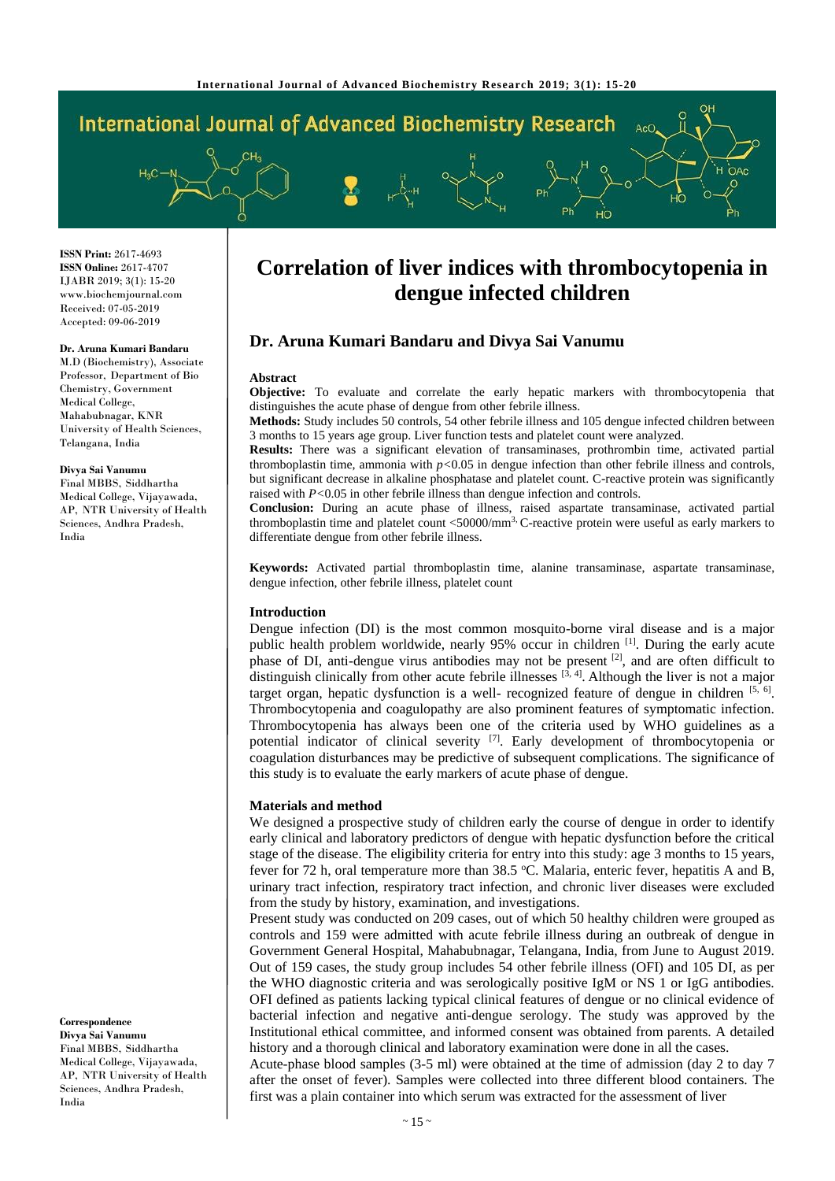# Correlation of liver indices with thrombocytopenia in dengue infected children

## Dr. Aruna Kumari Bandaru and Divya Sai Vanumu

**ISSN Print:** 2617-4693
**ISSN Online:** 2617-4707
IJABR 2019; 3(1): 15-20
www.biochemjournal.com
Received: 07-05-2019
Accepted: 09-06-2019

**Dr. Aruna Kumari Bandaru**
M.D (Biochemistry), Associate Professor, Department of Bio Chemistry, Government Medical College, Mahabubnagar, KNR University of Health Sciences, Telangana, India

**Divya Sai Vanumu**
Final MBBS, Siddhartha Medical College, Vijayawada, AP, NTR University of Health Sciences, Andhra Pradesh, India

**Correspondence**
**Divya Sai Vanumu**
Final MBBS, Siddhartha Medical College, Vijayawada, AP, NTR University of Health Sciences, Andhra Pradesh, India

### Abstract

**Objective:** To evaluate and correlate the early hepatic markers with thrombocytopenia that distinguishes the acute phase of dengue from other febrile illness.

**Methods:** Study includes 50 controls, 54 other febrile illness and 105 dengue infected children between 3 months to 15 years age group. Liver function tests and platelet count were analyzed.

**Results:** There was a significant elevation of transaminases, prothrombin time, activated partial thromboplastin time, ammonia with $p<0.05$ in dengue infection than other febrile illness and controls, but significant decrease in alkaline phosphatase and platelet count. C-reactive protein was significantly raised with $P<0.05$ in other febrile illness than dengue infection and controls.

**Conclusion:** During an acute phase of illness, raised aspartate transaminase, activated partial thromboplastin time and platelet count <50000/mm$^{3,}$ C-reactive protein were useful as early markers to differentiate dengue from other febrile illness.

**Keywords:** Activated partial thromboplastin time, alanine transaminase, aspartate transaminase, dengue infection, other febrile illness, platelet count

### Introduction

Dengue infection (DI) is the most common mosquito-borne viral disease and is a major public health problem worldwide, nearly 95% occur in children [1]. During the early acute phase of DI, anti-dengue virus antibodies may not be present [2], and are often difficult to distinguish clinically from other acute febrile illnesses [3, 4]. Although the liver is not a major target organ, hepatic dysfunction is a well- recognized feature of dengue in children [5, 6]. Thrombocytopenia and coagulopathy are also prominent features of symptomatic infection. Thrombocytopenia has always been one of the criteria used by WHO guidelines as a potential indicator of clinical severity [7]. Early development of thrombocytopenia or coagulation disturbances may be predictive of subsequent complications. The significance of this study is to evaluate the early markers of acute phase of dengue.

### Materials and method

We designed a prospective study of children early the course of dengue in order to identify early clinical and laboratory predictors of dengue with hepatic dysfunction before the critical stage of the disease. The eligibility criteria for entry into this study: age 3 months to 15 years, fever for 72 h, oral temperature more than 38.5 °C. Malaria, enteric fever, hepatitis A and B, urinary tract infection, respiratory tract infection, and chronic liver diseases were excluded from the study by history, examination, and investigations.

Present study was conducted on 209 cases, out of which 50 healthy children were grouped as controls and 159 were admitted with acute febrile illness during an outbreak of dengue in Government General Hospital, Mahabubnagar, Telangana, India, from June to August 2019. Out of 159 cases, the study group includes 54 other febrile illness (OFI) and 105 DI, as per the WHO diagnostic criteria and was serologically positive IgM or NS 1 or IgG antibodies. OFI defined as patients lacking typical clinical features of dengue or no clinical evidence of bacterial infection and negative anti-dengue serology. The study was approved by the Institutional ethical committee, and informed consent was obtained from parents. A detailed history and a thorough clinical and laboratory examination were done in all the cases.

Acute-phase blood samples (3-5 ml) were obtained at the time of admission (day 2 to day 7 after the onset of fever). Samples were collected into three different blood containers. The first was a plain container into which serum was extracted for the assessment of liver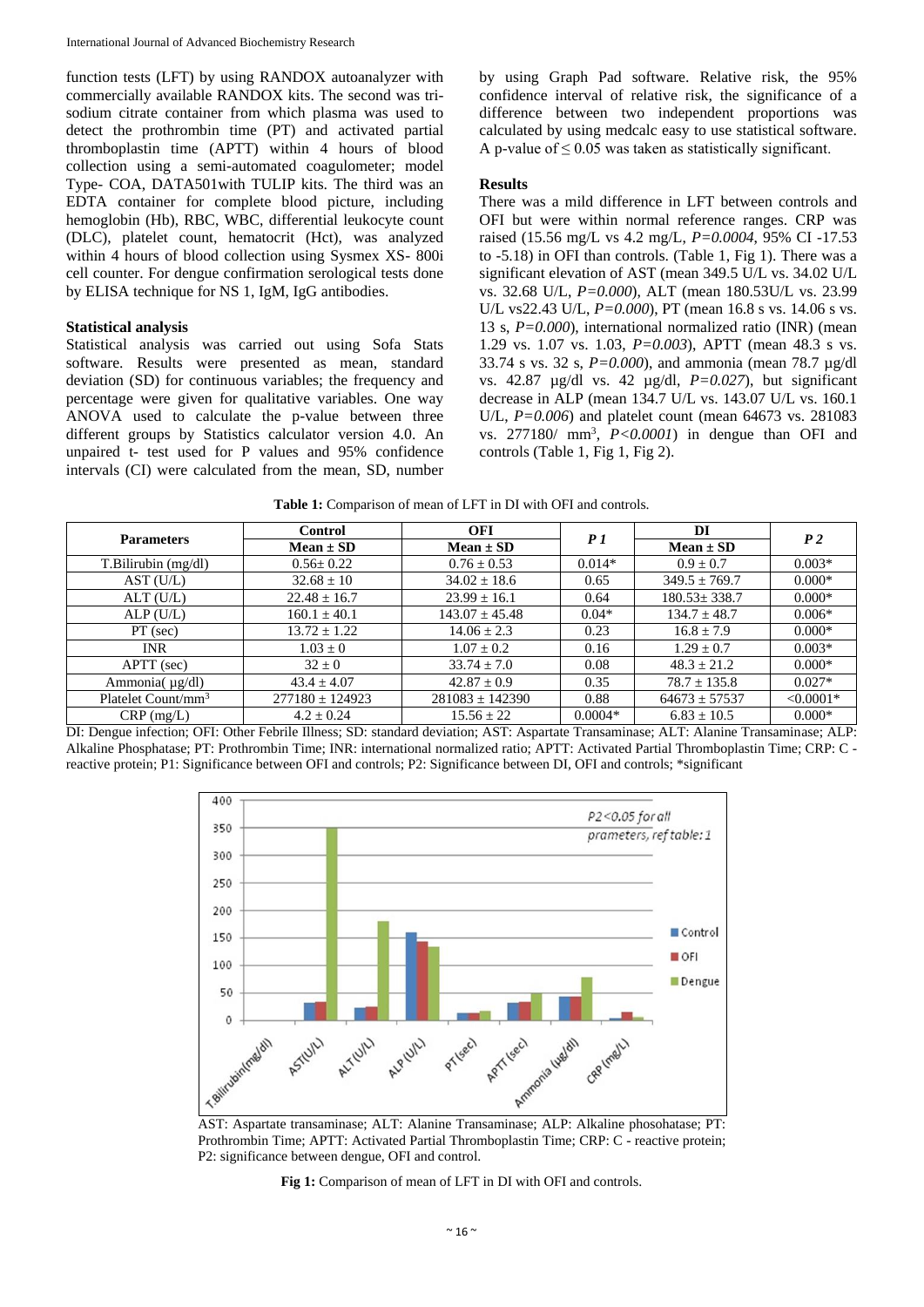function tests (LFT) by using RANDOX autoanalyzer with commercially available RANDOX kits. The second was tri-sodium citrate container from which plasma was used to detect the prothrombin time (PT) and activated partial thromboplastin time (APTT) within 4 hours of blood collection using a semi-automated coagulometer; model Type- COA, DATA501with TULIP kits. The third was an EDTA container for complete blood picture, including hemoglobin (Hb), RBC, WBC, differential leukocyte count (DLC), platelet count, hematocrit (Hct), was analyzed within 4 hours of blood collection using Sysmex XS- 800i cell counter. For dengue confirmation serological tests done by ELISA technique for NS 1, IgM, IgG antibodies.

### Statistical analysis

Statistical analysis was carried out using Sofa Stats software. Results were presented as mean, standard deviation (SD) for continuous variables; the frequency and percentage were given for qualitative variables. One way ANOVA used to calculate the p-value between three different groups by Statistics calculator version 4.0. An unpaired t- test used for P values and 95% confidence intervals (CI) were calculated from the mean, SD, number by using Graph Pad software. Relative risk, the 95% confidence interval of relative risk, the significance of a difference between two independent proportions was calculated by using medcalc easy to use statistical software. A p-value of ≤ 0.05 was taken as statistically significant.

### Results

There was a mild difference in LFT between controls and OFI but were within normal reference ranges. CRP was raised (15.56 mg/L vs 4.2 mg/L, *P=0.0004*, 95% CI -17.53 to -5.18) in OFI than controls. (Table 1, Fig 1). There was a significant elevation of AST (mean 349.5 U/L vs. 34.02 U/L vs. 32.68 U/L, *P=0.000*), ALT (mean 180.53U/L vs. 23.99 U/L vs22.43 U/L, *P=0.000*), PT (mean 16.8 s vs. 14.06 s vs. 13 s, *P=0.000*), international normalized ratio (INR) (mean 1.29 vs. 1.07 vs. 1.03, *P=0.003*), APTT (mean 48.3 s vs. 33.74 s vs. 32 s, *P=0.000*), and ammonia (mean 78.7 µg/dl vs. 42.87 µg/dl vs. 42 µg/dl, *P=0.027*), but significant decrease in ALP (mean 134.7 U/L vs. 143.07 U/L vs. 160.1 U/L, *P=0.006*) and platelet count (mean 64673 vs. 281083 vs. 277180/ mm$^3$, *P<0.0001*) in dengue than OFI and controls (Table 1, Fig 1, Fig 2).

**Table 1:** Comparison of mean of LFT in DI with OFI and controls.

| Parameters | Control | OFI | *P 1* | DI | *P 2* |
|---|---|---|---|---|---|
| | Mean ± SD | Mean ± SD | | Mean ± SD | |
| T.Bilirubin (mg/dl) | 0.56± 0.22 | 0.76 ± 0.53 | 0.014* | 0.9 ± 0.7 | 0.003* |
| AST (U/L) | 32.68 ± 10 | 34.02 ± 18.6 | 0.65 | 349.5 ± 769.7 | 0.000* |
| ALT (U/L) | 22.48 ± 16.7 | 23.99 ± 16.1 | 0.64 | 180.53± 338.7 | 0.000* |
| ALP (U/L) | 160.1 ± 40.1 | 143.07 ± 45.48 | 0.04* | 134.7 ± 48.7 | 0.006* |
| PT (sec) | 13.72 ± 1.22 | 14.06 ± 2.3 | 0.23 | 16.8 ± 7.9 | 0.000* |
| INR | 1.03 ± 0 | 1.07 ± 0.2 | 0.16 | 1.29 ± 0.7 | 0.003* |
| APTT (sec) | 32 ± 0 | 33.74 ± 7.0 | 0.08 | 48.3 ± 21.2 | 0.000* |
| Ammonia( µg/dl) | 43.4 ± 4.07 | 42.87 ± 0.9 | 0.35 | 78.7 ± 135.8 | 0.027* |
| Platelet Count/mm$^3$ | 277180 ± 124923 | 281083 ± 142390 | 0.88 | 64673 ± 57537 | <0.0001* |
| CRP (mg/L) | 4.2 ± 0.24 | 15.56 ± 22 | 0.0004* | 6.83 ± 10.5 | 0.000* |

DI: Dengue infection; OFI: Other Febrile Illness; SD: standard deviation; AST: Aspartate Transaminase; ALT: Alanine Transaminase; ALP: Alkaline Phosphatase; PT: Prothrombin Time; INR: international normalized ratio; APTT: Activated Partial Thromboplastin Time; CRP: C - reactive protein; P1: Significance between OFI and controls; P2: Significance between DI, OFI and controls; *significant

AST: Aspartate transaminase; ALT: Alanine Transaminase; ALP: Alkaline phosohatase; PT: Prothrombin Time; APTT: Activated Partial Thromboplastin Time; CRP: C - reactive protein; P2: significance between dengue, OFI and control.

**Fig 1:** Comparison of mean of LFT in DI with OFI and controls.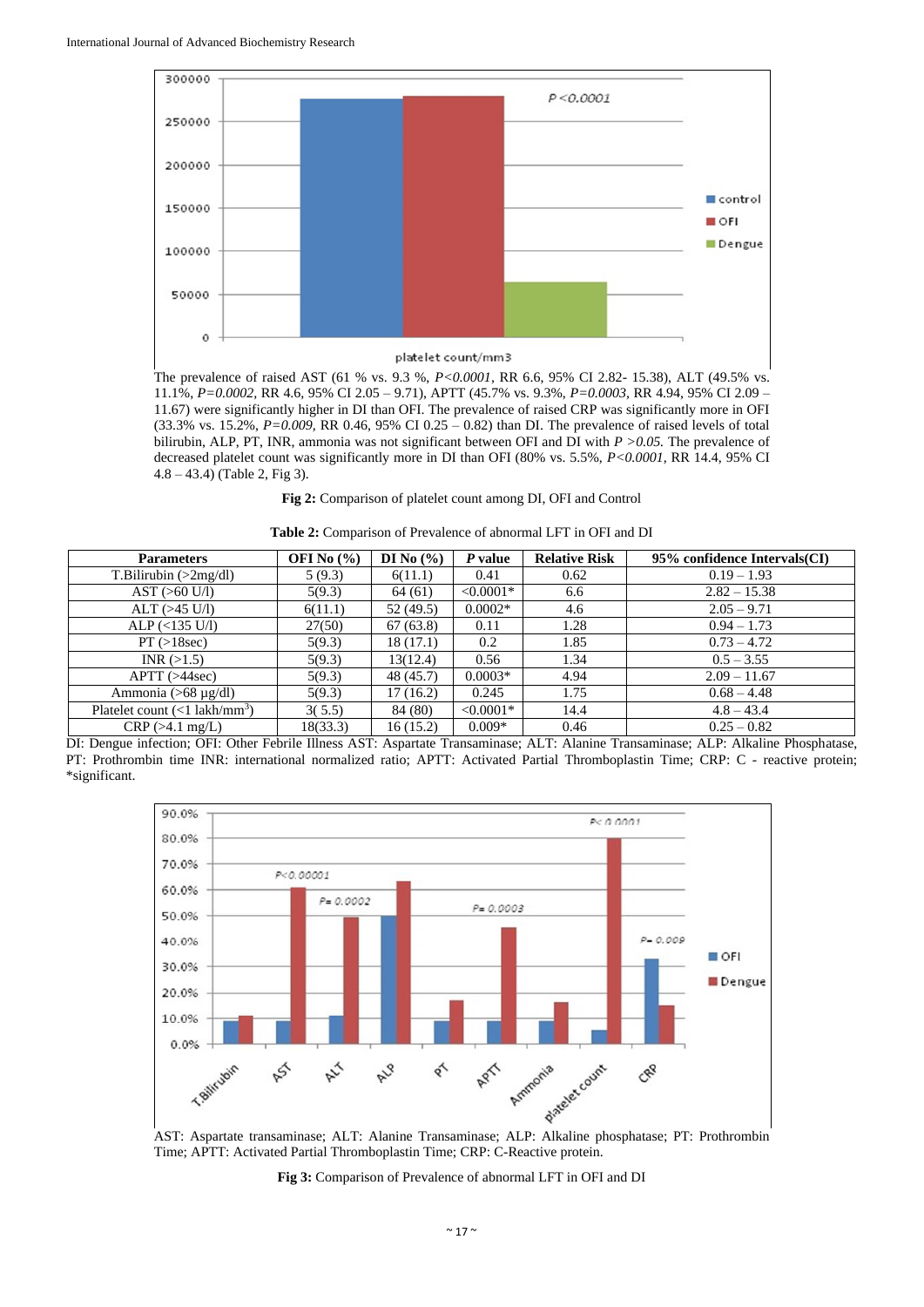The prevalence of raised AST (61 % vs. 9.3 %, *P<0.0001*, RR 6.6, 95% CI 2.82- 15.38), ALT (49.5% vs. 11.1%, *P=0.0002*, RR 4.6, 95% CI 2.05 – 9.71), APTT (45.7% vs. 9.3%, *P=0.0003*, RR 4.94, 95% CI 2.09 – 11.67) were significantly higher in DI than OFI. The prevalence of raised CRP was significantly more in OFI (33.3% vs. 15.2%, *P=0.009*, RR 0.46, 95% CI 0.25 – 0.82) than DI. The prevalence of raised levels of total bilirubin, ALP, PT, INR, ammonia was not significant between OFI and DI with *P >0.05*. The prevalence of decreased platelet count was significantly more in DI than OFI (80% vs. 5.5%, *P<0.0001*, RR 14.4, 95% CI 4.8 – 43.4) (Table 2, Fig 3).

**Fig 2:** Comparison of platelet count among DI, OFI and Control

**Table 2:** Comparison of Prevalence of abnormal LFT in OFI and DI

| Parameters | OFI No (%) | DI No (%) | *P* value | Relative Risk | 95% confidence Intervals(CI) |
|---|---|---|---|---|---|
| T.Bilirubin (>2mg/dl) | 5 (9.3) | 6(11.1) | 0.41 | 0.62 | 0.19 – 1.93 |
| AST (>60 U/l) | 5(9.3) | 64 (61) | <0.0001* | 6.6 | 2.82 – 15.38 |
| ALT (>45 U/l) | 6(11.1) | 52 (49.5) | 0.0002* | 4.6 | 2.05 – 9.71 |
| ALP (<135 U/l) | 27(50) | 67 (63.8) | 0.11 | 1.28 | 0.94 – 1.73 |
| PT (>18sec) | 5(9.3) | 18 (17.1) | 0.2 | 1.85 | 0.73 – 4.72 |
| INR (>1.5) | 5(9.3) | 13(12.4) | 0.56 | 1.34 | 0.5 – 3.55 |
| APTT (>44sec) | 5(9.3) | 48 (45.7) | 0.0003* | 4.94 | 2.09 – 11.67 |
| Ammonia (>68 µg/dl) | 5(9.3) | 17 (16.2) | 0.245 | 1.75 | 0.68 – 4.48 |
| Platelet count (<1 lakh/mm$^3$) | 3( 5.5) | 84 (80) | <0.0001* | 14.4 | 4.8 – 43.4 |
| CRP (>4.1 mg/L) | 18(33.3) | 16 (15.2) | 0.009* | 0.46 | 0.25 – 0.82 |

DI: Dengue infection; OFI: Other Febrile Illness AST: Aspartate Transaminase; ALT: Alanine Transaminase; ALP: Alkaline Phosphatase, PT: Prothrombin time INR: international normalized ratio; APTT: Activated Partial Thromboplastin Time; CRP: C - reactive protein; *significant.

AST: Aspartate transaminase; ALT: Alanine Transaminase; ALP: Alkaline phosphatase; PT: Prothrombin Time; APTT: Activated Partial Thromboplastin Time; CRP: C-Reactive protein.

**Fig 3:** Comparison of Prevalence of abnormal LFT in OFI and DI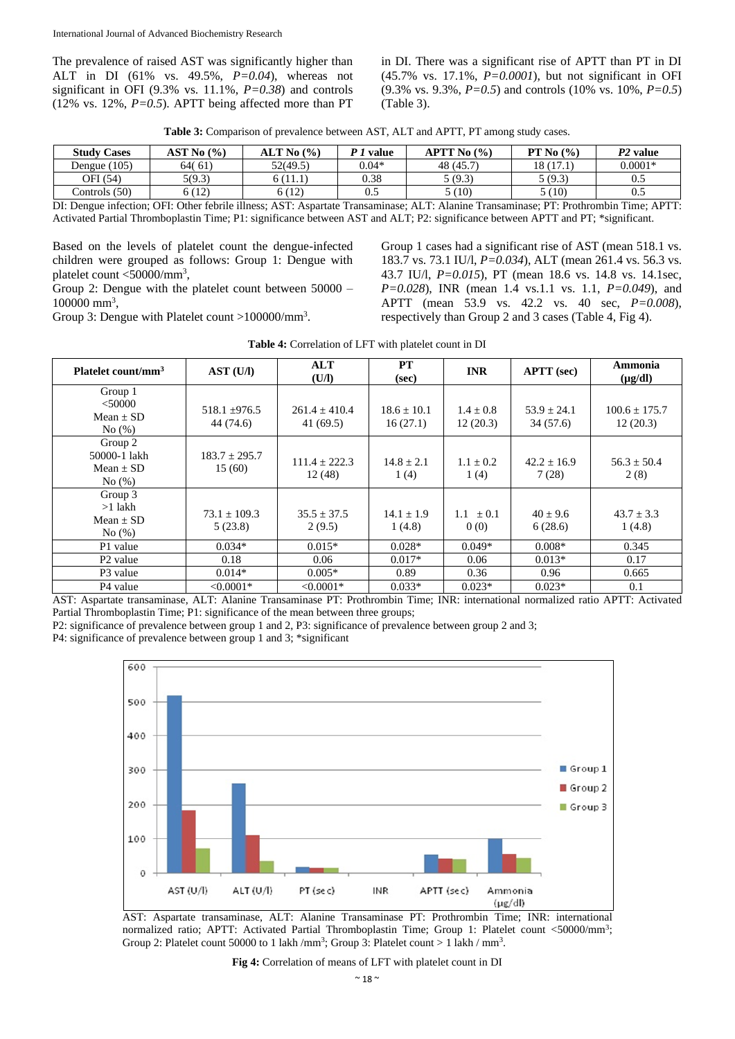The prevalence of raised AST was significantly higher than ALT in DI (61% vs. 49.5%, *P=0.04*), whereas not significant in OFI (9.3% vs. 11.1%, *P=0.38*) and controls (12% vs. 12%, *P=0.5*). APTT being affected more than PT in DI. There was a significant rise of APTT than PT in DI (45.7% vs. 17.1%, *P=0.0001*), but not significant in OFI (9.3% vs. 9.3%, *P=0.5*) and controls (10% vs. 10%, *P=0.5*) (Table 3).

**Table 3:** Comparison of prevalence between AST, ALT and APTT, PT among study cases.

| Study Cases | AST No (%) | ALT No (%) | *P 1* value | APTT No (%) | PT No (%) | *P2* value |
|---|---|---|---|---|---|---|
| Dengue (105) | 64( 61) | 52(49.5) | 0.04* | 48 (45.7) | 18 (17.1) | 0.0001* |
| OFI (54) | 5(9.3) | 6 (11.1) | 0.38 | 5 (9.3) | 5 (9.3) | 0.5 |
| Controls (50) | 6 (12) | 6 (12) | 0.5 | 5 (10) | 5 (10) | 0.5 |

DI: Dengue infection; OFI: Other febrile illness; AST: Aspartate Transaminase; ALT: Alanine Transaminase; PT: Prothrombin Time; APTT: Activated Partial Thromboplastin Time; P1: significance between AST and ALT; P2: significance between APTT and PT; *significant.

Based on the levels of platelet count the dengue-infected children were grouped as follows: Group 1: Dengue with platelet count <50000/mm$^3$,

Group 2: Dengue with the platelet count between 50000 – 100000 mm$^3$,

Group 3: Dengue with Platelet count >100000/mm$^3$.

Group 1 cases had a significant rise of AST (mean 518.1 vs. 183.7 vs. 73.1 IU/l, *P=0.034*), ALT (mean 261.4 vs. 56.3 vs. 43.7 IU/l, *P=0.015*), PT (mean 18.6 vs. 14.8 vs. 14.1sec, *P=0.028*), INR (mean 1.4 vs.1.1 vs. 1.1, *P=0.049*), and APTT (mean 53.9 vs. 42.2 vs. 40 sec, *P=0.008*), respectively than Group 2 and 3 cases (Table 4, Fig 4).

**Table 4:** Correlation of LFT with platelet count in DI

| Platelet count/mm$^3$ | AST (U/l) | ALT (U/l) | PT (sec) | INR | APTT (sec) | Ammonia (μg/dl) |
|---|---|---|---|---|---|---|
| Group 1 <50000 Mean ± SD No (%) | 518.1 ±976.5 44 (74.6) | 261.4 ± 410.4 41 (69.5) | 18.6 ± 10.1 16 (27.1) | 1.4 ± 0.8 12 (20.3) | 53.9 ± 24.1 34 (57.6) | 100.6 ± 175.7 12 (20.3) |
| Group 2 50000-1 lakh Mean ± SD No (%) | 183.7 ± 295.7 15 (60) | 111.4 ± 222.3 12 (48) | 14.8 ± 2.1 1 (4) | 1.1 ± 0.2 1 (4) | 42.2 ± 16.9 7 (28) | 56.3 ± 50.4 2 (8) |
| Group 3 >1 lakh Mean ± SD No (%) | 73.1 ± 109.3 5 (23.8) | 35.5 ± 37.5 2 (9.5) | 14.1 ± 1.9 1 (4.8) | 1.1 ± 0.1 0 (0) | 40 ± 9.6 6 (28.6) | 43.7 ± 3.3 1 (4.8) |
| P1 value | 0.034* | 0.015* | 0.028* | 0.049* | 0.008* | 0.345 |
| P2 value | 0.18 | 0.06 | 0.017* | 0.06 | 0.013* | 0.17 |
| P3 value | 0.014* | 0.005* | 0.89 | 0.36 | 0.96 | 0.665 |
| P4 value | <0.0001* | <0.0001* | 0.033* | 0.023* | 0.023* | 0.1 |

AST: Aspartate transaminase, ALT: Alanine Transaminase PT: Prothrombin Time; INR: international normalized ratio APTT: Activated Partial Thromboplastin Time; P1: significance of the mean between three groups;

P2: significance of prevalence between group 1 and 2, P3: significance of prevalence between group 2 and 3;

P4: significance of prevalence between group 1 and 3; *significant

AST: Aspartate transaminase, ALT: Alanine Transaminase PT: Prothrombin Time; INR: international normalized ratio; APTT: Activated Partial Thromboplastin Time; Group 1: Platelet count <50000/mm$^3$; Group 2: Platelet count 50000 to 1 lakh /mm$^3$; Group 3: Platelet count > 1 lakh / mm$^3$.

**Fig 4:** Correlation of means of LFT with platelet count in DI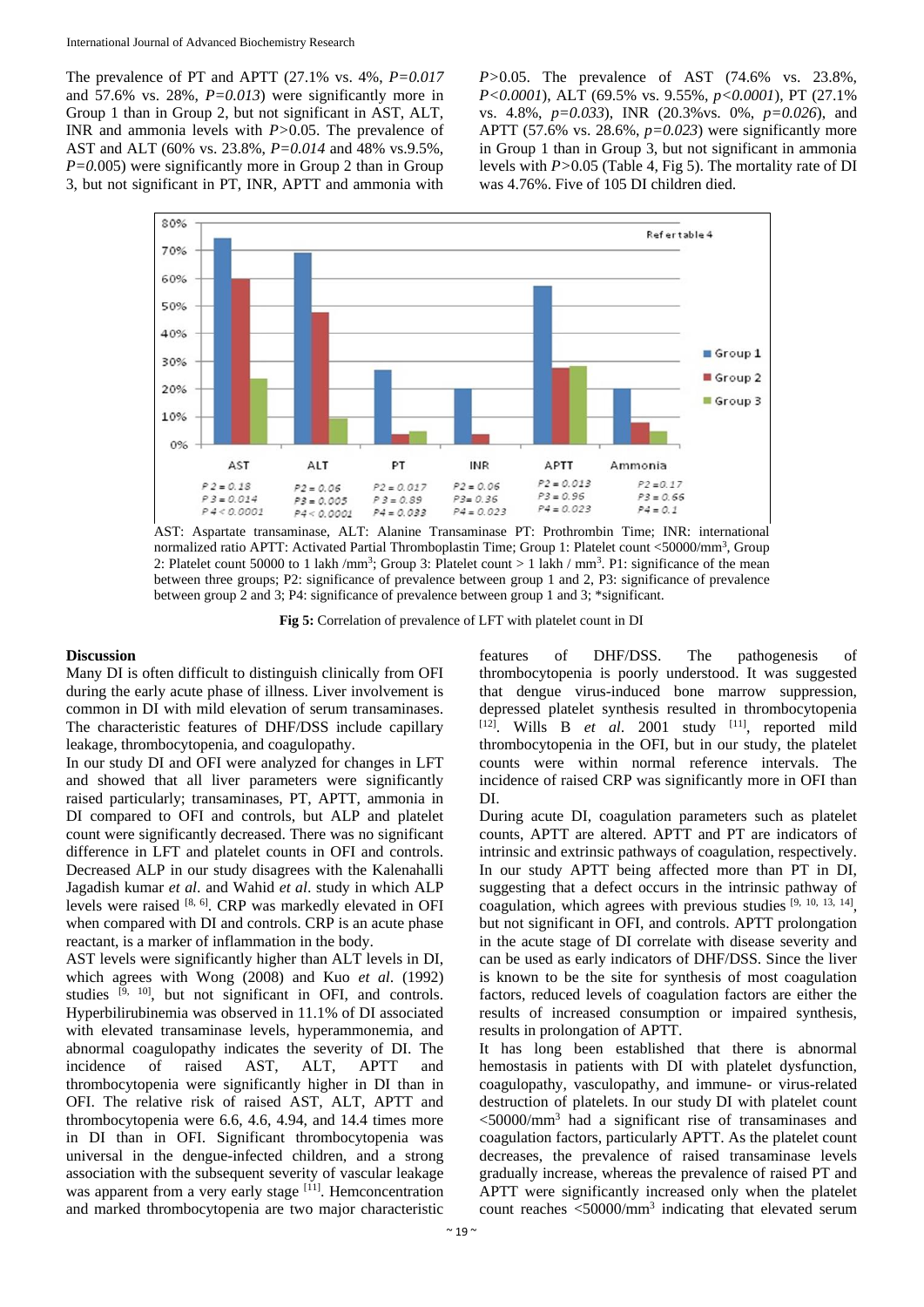The prevalence of PT and APTT (27.1% vs. 4%, *P=0.017* and 57.6% vs. 28%, *P=0.013*) were significantly more in Group 1 than in Group 2, but not significant in AST, ALT, INR and ammonia levels with *P*>0.05. The prevalence of AST and ALT (60% vs. 23.8%, *P=0.014* and 48% vs.9.5%, *P=0*.005) were significantly more in Group 2 than in Group 3, but not significant in PT, INR, APTT and ammonia with *P*>0.05. The prevalence of AST (74.6% vs. 23.8%, *P<0.0001*), ALT (69.5% vs. 9.55%, *p<0.0001*), PT (27.1% vs. 4.8%, *p=0.033*), INR (20.3%vs. 0%, *p=0.026*), and APTT (57.6% vs. 28.6%, *p=0.023*) were significantly more in Group 1 than in Group 3, but not significant in ammonia levels with *P*>0.05 (Table 4, Fig 5). The mortality rate of DI was 4.76%. Five of 105 DI children died.

AST: Aspartate transaminase, ALT: Alanine Transaminase PT: Prothrombin Time; INR: international normalized ratio APTT: Activated Partial Thromboplastin Time; Group 1: Platelet count <50000/mm$^3$, Group 2: Platelet count 50000 to 1 lakh /mm$^3$; Group 3: Platelet count > 1 lakh / mm$^3$. P1: significance of the mean between three groups; P2: significance of prevalence between group 1 and 2, P3: significance of prevalence between group 2 and 3; P4: significance of prevalence between group 1 and 3; *significant.

**Fig 5:** Correlation of prevalence of LFT with platelet count in DI

## Discussion

Many DI is often difficult to distinguish clinically from OFI during the early acute phase of illness. Liver involvement is common in DI with mild elevation of serum transaminases. The characteristic features of DHF/DSS include capillary leakage, thrombocytopenia, and coagulopathy.

In our study DI and OFI were analyzed for changes in LFT and showed that all liver parameters were significantly raised particularly; transaminases, PT, APTT, ammonia in DI compared to OFI and controls, but ALP and platelet count were significantly decreased. There was no significant difference in LFT and platelet counts in OFI and controls. Decreased ALP in our study disagrees with the Kalenahalli Jagadish kumar *et al*. and Wahid *et al*. study in which ALP levels were raised [8, 6]. CRP was markedly elevated in OFI when compared with DI and controls. CRP is an acute phase reactant, is a marker of inflammation in the body.

AST levels were significantly higher than ALT levels in DI, which agrees with Wong (2008) and Kuo *et al*. (1992) studies [9, 10], but not significant in OFI, and controls. Hyperbilirubinemia was observed in 11.1% of DI associated with elevated transaminase levels, hyperammonemia, and abnormal coagulopathy indicates the severity of DI. The incidence of raised AST, ALT, APTT and thrombocytopenia were significantly higher in DI than in OFI. The relative risk of raised AST, ALT, APTT and thrombocytopenia were 6.6, 4.6, 4.94, and 14.4 times more in DI than in OFI. Significant thrombocytopenia was universal in the dengue-infected children, and a strong association with the subsequent severity of vascular leakage was apparent from a very early stage [11]. Hemconcentration and marked thrombocytopenia are two major characteristic features of DHF/DSS. The pathogenesis of thrombocytopenia is poorly understood. It was suggested that dengue virus-induced bone marrow suppression, depressed platelet synthesis resulted in thrombocytopenia [12]. Wills B *et al*. 2001 study [11], reported mild thrombocytopenia in the OFI, but in our study, the platelet counts were within normal reference intervals. The incidence of raised CRP was significantly more in OFI than DI.

During acute DI, coagulation parameters such as platelet counts, APTT are altered. APTT and PT are indicators of intrinsic and extrinsic pathways of coagulation, respectively. In our study APTT being affected more than PT in DI, suggesting that a defect occurs in the intrinsic pathway of coagulation, which agrees with previous studies [9, 10, 13, 14], but not significant in OFI, and controls. APTT prolongation in the acute stage of DI correlate with disease severity and can be used as early indicators of DHF/DSS. Since the liver is known to be the site for synthesis of most coagulation factors, reduced levels of coagulation factors are either the results of increased consumption or impaired synthesis, results in prolongation of APTT.

It has long been established that there is abnormal hemostasis in patients with DI with platelet dysfunction, coagulopathy, vasculopathy, and immune- or virus-related destruction of platelets. In our study DI with platelet count <50000/mm$^3$ had a significant rise of transaminases and coagulation factors, particularly APTT. As the platelet count decreases, the prevalence of raised transaminase levels gradually increase, whereas the prevalence of raised PT and APTT were significantly increased only when the platelet count reaches <50000/mm$^3$ indicating that elevated serum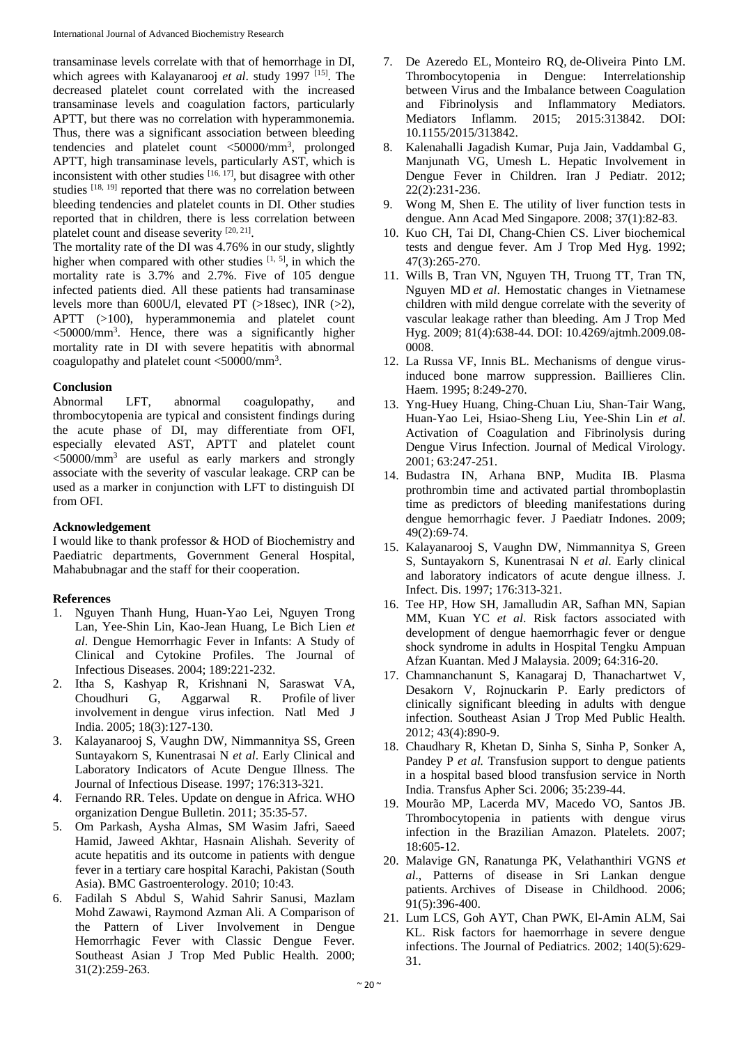transaminase levels correlate with that of hemorrhage in DI, which agrees with Kalayanarooj *et al*. study 1997 [15]. The decreased platelet count correlated with the increased transaminase levels and coagulation factors, particularly APTT, but there was no correlation with hyperammonemia. Thus, there was a significant association between bleeding tendencies and platelet count <50000/mm$^3$, prolonged APTT, high transaminase levels, particularly AST, which is inconsistent with other studies [16, 17], but disagree with other studies [18, 19] reported that there was no correlation between bleeding tendencies and platelet counts in DI. Other studies reported that in children, there is less correlation between platelet count and disease severity [20, 21].

The mortality rate of the DI was 4.76% in our study, slightly higher when compared with other studies [1, 5], in which the mortality rate is 3.7% and 2.7%. Five of 105 dengue infected patients died. All these patients had transaminase levels more than 600U/l, elevated PT (>18sec), INR (>2), APTT (>100), hyperammonemia and platelet count <50000/mm$^3$. Hence, there was a significantly higher mortality rate in DI with severe hepatitis with abnormal coagulopathy and platelet count <50000/mm$^3$.

## Conclusion

Abnormal LFT, abnormal coagulopathy, and thrombocytopenia are typical and consistent findings during the acute phase of DI, may differentiate from OFI, especially elevated AST, APTT and platelet count <50000/mm$^3$ are useful as early markers and strongly associate with the severity of vascular leakage. CRP can be used as a marker in conjunction with LFT to distinguish DI from OFI.

## Acknowledgement

I would like to thank professor & HOD of Biochemistry and Paediatric departments, Government General Hospital, Mahabubnagar and the staff for their cooperation.

## References

1. Nguyen Thanh Hung, Huan-Yao Lei, Nguyen Trong Lan, Yee-Shin Lin, Kao-Jean Huang, Le Bich Lien *et al*. Dengue Hemorrhagic Fever in Infants: A Study of Clinical and Cytokine Profiles. The Journal of Infectious Diseases. 2004; 189:221-232.
2. Itha S, Kashyap R, Krishnani N, Saraswat VA, Choudhuri G, Aggarwal R. Profile of liver involvement in dengue virus infection. Natl Med J India. 2005; 18(3):127-130.
3. Kalayanarooj S, Vaughn DW, Nimmannitya SS, Green Suntayakorn S, Kunentrasai N *et al*. Early Clinical and Laboratory Indicators of Acute Dengue Illness. The Journal of Infectious Disease. 1997; 176:313-321.
4. Fernando RR. Teles. Update on dengue in Africa. WHO organization Dengue Bulletin. 2011; 35:35-57.
5. Om Parkash, Aysha Almas, SM Wasim Jafri, Saeed Hamid, Jaweed Akhtar, Hasnain Alishah. Severity of acute hepatitis and its outcome in patients with dengue fever in a tertiary care hospital Karachi, Pakistan (South Asia). BMC Gastroenterology. 2010; 10:43.
6. Fadilah S Abdul S, Wahid Sahrir Sanusi, Mazlam Mohd Zawawi, Raymond Azman Ali. A Comparison of the Pattern of Liver Involvement in Dengue Hemorrhagic Fever with Classic Dengue Fever. Southeast Asian J Trop Med Public Health. 2000; 31(2):259-263.
7. De Azeredo EL, Monteiro RQ, de-Oliveira Pinto LM. Thrombocytopenia in Dengue: Interrelationship between Virus and the Imbalance between Coagulation and Fibrinolysis and Inflammatory Mediators. Mediators Inflamm. 2015; 2015:313842. DOI: 10.1155/2015/313842.
8. Kalenahalli Jagadish Kumar, Puja Jain, Vaddambal G, Manjunath VG, Umesh L. Hepatic Involvement in Dengue Fever in Children. Iran J Pediatr. 2012; 22(2):231-236.
9. Wong M, Shen E. The utility of liver function tests in dengue. Ann Acad Med Singapore. 2008; 37(1):82-83.
10. Kuo CH, Tai DI, Chang-Chien CS. Liver biochemical tests and dengue fever. Am J Trop Med Hyg. 1992; 47(3):265-270.
11. Wills B, Tran VN, Nguyen TH, Truong TT, Tran TN, Nguyen MD *et al*. Hemostatic changes in Vietnamese children with mild dengue correlate with the severity of vascular leakage rather than bleeding. Am J Trop Med Hyg. 2009; 81(4):638-44. DOI: 10.4269/ajtmh.2009.08-0008.
12. La Russa VF, Innis BL. Mechanisms of dengue virus-induced bone marrow suppression. Baillieres Clin. Haem. 1995; 8:249-270.
13. Yng-Huey Huang, Ching-Chuan Liu, Shan-Tair Wang, Huan-Yao Lei, Hsiao-Sheng Liu, Yee-Shin Lin *et al*. Activation of Coagulation and Fibrinolysis during Dengue Virus Infection. Journal of Medical Virology. 2001; 63:247-251.
14. Budastra IN, Arhana BNP, Mudita IB. Plasma prothrombin time and activated partial thromboplastin time as predictors of bleeding manifestations during dengue hemorrhagic fever. J Paediatr Indones. 2009; 49(2):69-74.
15. Kalayanarooj S, Vaughn DW, Nimmannitya S, Green S, Suntayakorn S, Kunentrasai N *et al*. Early clinical and laboratory indicators of acute dengue illness. J. Infect. Dis. 1997; 176:313-321.
16. Tee HP, How SH, Jamalludin AR, Safhan MN, Sapian MM, Kuan YC *et al*. Risk factors associated with development of dengue haemorrhagic fever or dengue shock syndrome in adults in Hospital Tengku Ampuan Afzan Kuantan. Med J Malaysia. 2009; 64:316-20.
17. Chamnanchanunt S, Kanagaraj D, Thanachartwet V, Desakorn V, Rojnuckarin P. Early predictors of clinically significant bleeding in adults with dengue infection. Southeast Asian J Trop Med Public Health. 2012; 43(4):890-9.
18. Chaudhary R, Khetan D, Sinha S, Sinha P, Sonker A, Pandey P *et al.* Transfusion support to dengue patients in a hospital based blood transfusion service in North India. Transfus Apher Sci. 2006; 35:239-44.
19. Mourão MP, Lacerda MV, Macedo VO, Santos JB. Thrombocytopenia in patients with dengue virus infection in the Brazilian Amazon. Platelets. 2007; 18:605-12.
20. Malavige GN, Ranatunga PK, Velathanthiri VGNS *et al*., Patterns of disease in Sri Lankan dengue patients. Archives of Disease in Childhood. 2006; 91(5):396-400.
21. Lum LCS, Goh AYT, Chan PWK, El-Amin ALM, Sai KL. Risk factors for haemorrhage in severe dengue infections. The Journal of Pediatrics. 2002; 140(5):629-31.